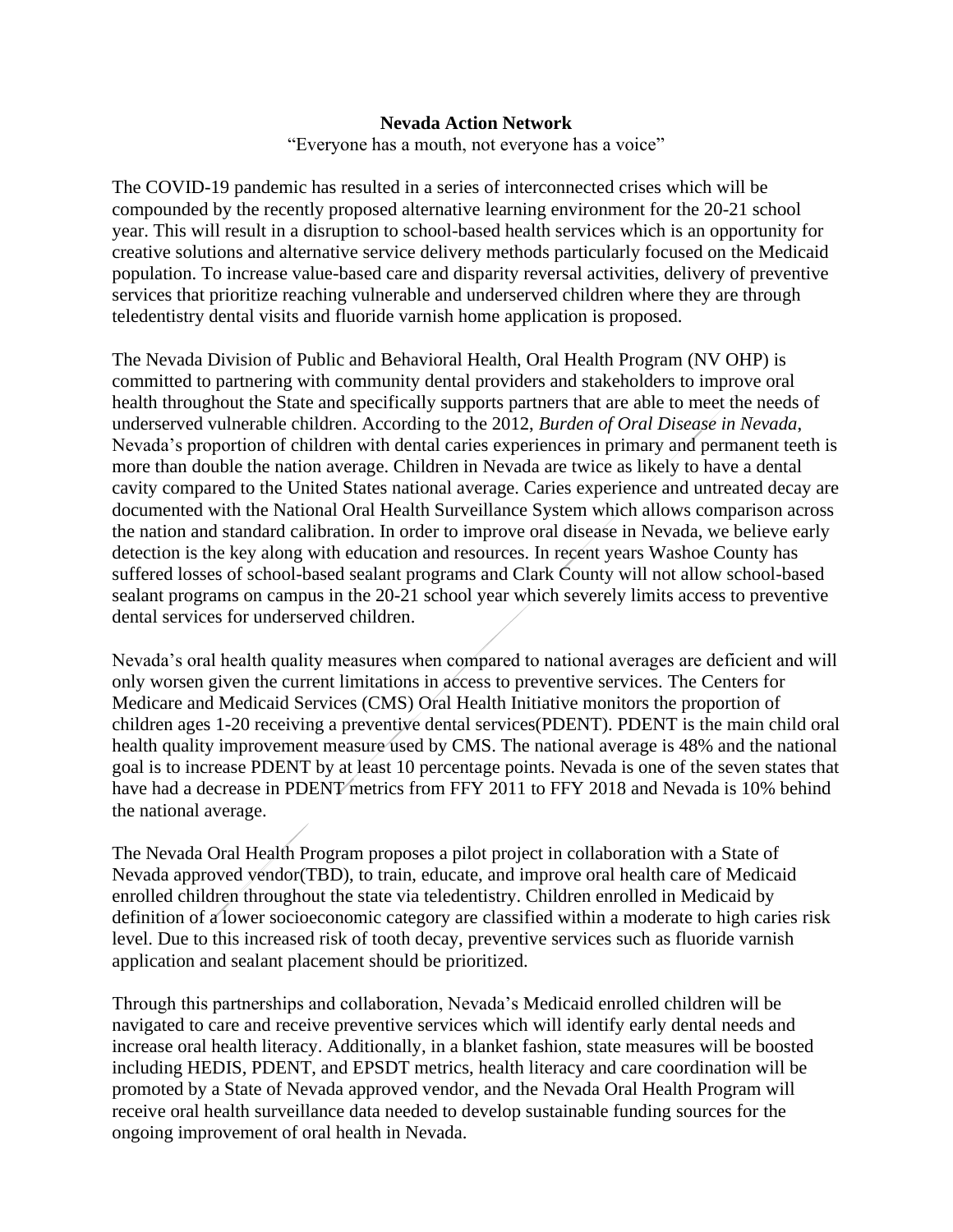**Nevada Action Network**

"Everyone has a mouth, not everyone has a voice"

The COVID-19 pandemic has resulted in a series of interconnected crises which will be compounded by the recently proposed alternative learning environment for the 20-21 school year. This will result in a disruption to school-based health services which is an opportunity for creative solutions and alternative service delivery methods particularly focused on the Medicaid population. To increase value-based care and disparity reversal activities, delivery of preventive services that prioritize reaching vulnerable and underserved children where they are through teledentistry dental visits and fluoride varnish home application is proposed.

The Nevada Division of Public and Behavioral Health, Oral Health Program (NV OHP) is committed to partnering with community dental providers and stakeholders to improve oral health throughout the State and specifically supports partners that are able to meet the needs of underserved vulnerable children. According to the 2012, *Burden of Oral Disease in Nevada*, Nevada's proportion of children with dental caries experiences in primary and permanent teeth is more than double the nation average. Children in Nevada are twice as likely to have a dental cavity compared to the United States national average. Caries experience and untreated decay are documented with the National Oral Health Surveillance System which allows comparison across the nation and standard calibration. In order to improve oral disease in Nevada, we believe early detection is the key along with education and resources. In recent years Washoe County has suffered losses of school-based sealant programs and Clark County will not allow school-based sealant programs on campus in the 20-21 school year which severely limits access to preventive dental services for underserved children.

Nevada's oral health quality measures when compared to national averages are deficient and will only worsen given the current limitations in access to preventive services. The Centers for Medicare and Medicaid Services (CMS) Oral Health Initiative monitors the proportion of children ages 1-20 receiving a preventive dental services(PDENT). PDENT is the main child oral health quality improvement measure used by CMS. The national average is 48% and the national goal is to increase PDENT by at least 10 percentage points. Nevada is one of the seven states that have had a decrease in PDENT metrics from FFY 2011 to FFY 2018 and Nevada is 10% behind the national average.

The Nevada Oral Health Program proposes a pilot project in collaboration with a State of Nevada approved vendor(TBD), to train, educate, and improve oral health care of Medicaid enrolled children throughout the state via teledentistry. Children enrolled in Medicaid by definition of a lower socioeconomic category are classified within a moderate to high caries risk level. Due to this increased risk of tooth decay, preventive services such as fluoride varnish application and sealant placement should be prioritized.

Through this partnerships and collaboration, Nevada's Medicaid enrolled children will be navigated to care and receive preventive services which will identify early dental needs and increase oral health literacy. Additionally, in a blanket fashion, state measures will be boosted including HEDIS, PDENT, and EPSDT metrics, health literacy and care coordination will be promoted by a State of Nevada approved vendor, and the Nevada Oral Health Program will receive oral health surveillance data needed to develop sustainable funding sources for the ongoing improvement of oral health in Nevada.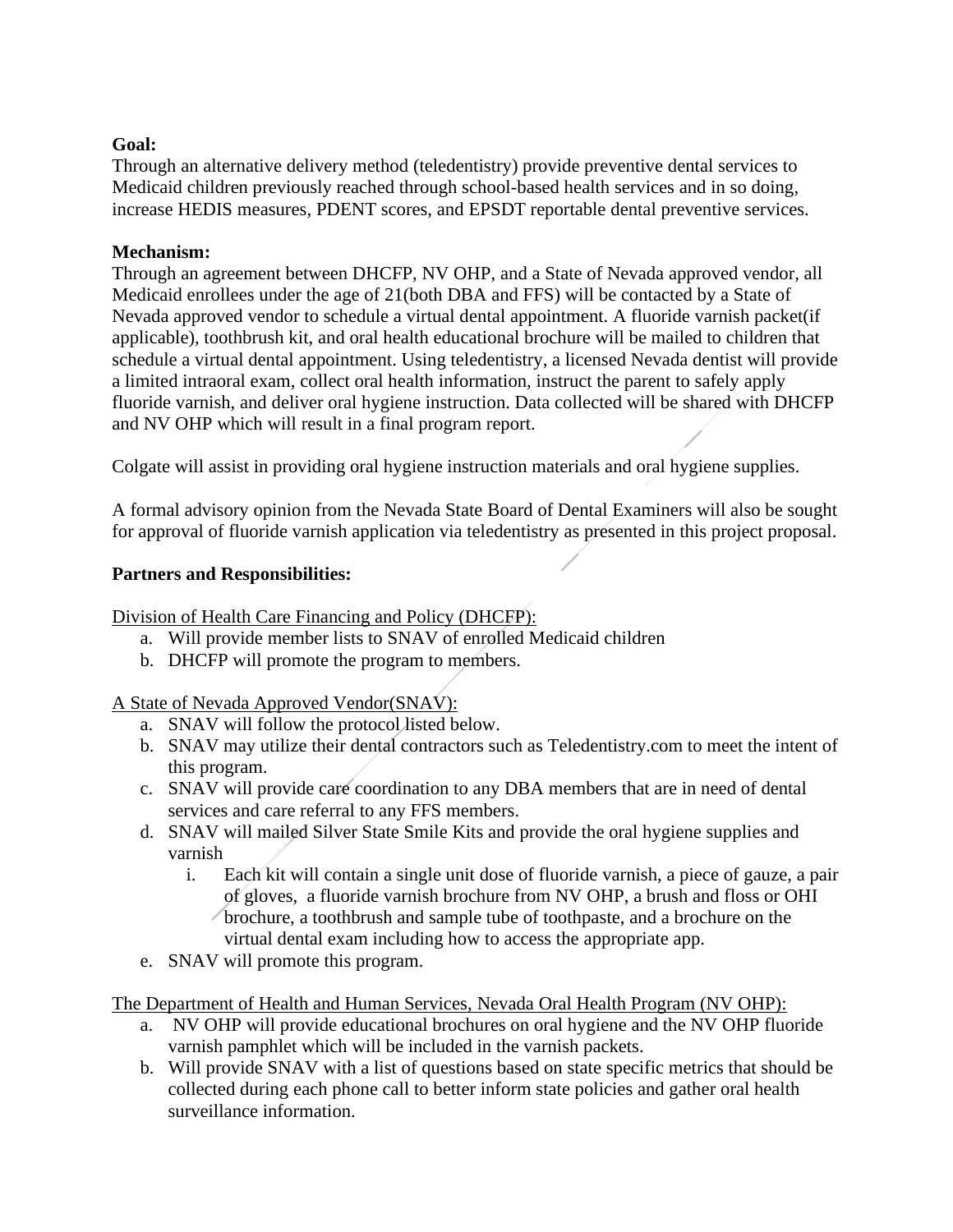**Goal:**
Through an alternative delivery method (teledentistry) provide preventive dental services to Medicaid children previously reached through school-based health services and in so doing, increase HEDIS measures, PDENT scores, and EPSDT reportable dental preventive services.

**Mechanism:**
Through an agreement between DHCFP, NV OHP, and a State of Nevada approved vendor, all Medicaid enrollees under the age of 21(both DBA and FFS) will be contacted by a State of Nevada approved vendor to schedule a virtual dental appointment. A fluoride varnish packet(if applicable), toothbrush kit, and oral health educational brochure will be mailed to children that schedule a virtual dental appointment. Using teledentistry, a licensed Nevada dentist will provide a limited intraoral exam, collect oral health information, instruct the parent to safely apply fluoride varnish, and deliver oral hygiene instruction. Data collected will be shared with DHCFP and NV OHP which will result in a final program report.

Colgate will assist in providing oral hygiene instruction materials and oral hygiene supplies.

A formal advisory opinion from the Nevada State Board of Dental Examiners will also be sought for approval of fluoride varnish application via teledentistry as presented in this project proposal.

**Partners and Responsibilities:**

<u>Division of Health Care Financing and Policy (DHCFP):</u>

a. Will provide member lists to SNAV of enrolled Medicaid children
b. DHCFP will promote the program to members.

<u>A State of Nevada Approved Vendor(SNAV):</u>

a. SNAV will follow the protocol listed below.
b. SNAV may utilize their dental contractors such as Teledentistry.com to meet the intent of this program.
c. SNAV will provide care coordination to any DBA members that are in need of dental services and care referral to any FFS members.
d. SNAV will mailed Silver State Smile Kits and provide the oral hygiene supplies and varnish
   i. Each kit will contain a single unit dose of fluoride varnish, a piece of gauze, a pair of gloves, a fluoride varnish brochure from NV OHP, a brush and floss or OHI brochure, a toothbrush and sample tube of toothpaste, and a brochure on the virtual dental exam including how to access the appropriate app.
e. SNAV will promote this program.

<u>The Department of Health and Human Services, Nevada Oral Health Program (NV OHP):</u>

a. NV OHP will provide educational brochures on oral hygiene and the NV OHP fluoride varnish pamphlet which will be included in the varnish packets.
b. Will provide SNAV with a list of questions based on state specific metrics that should be collected during each phone call to better inform state policies and gather oral health surveillance information.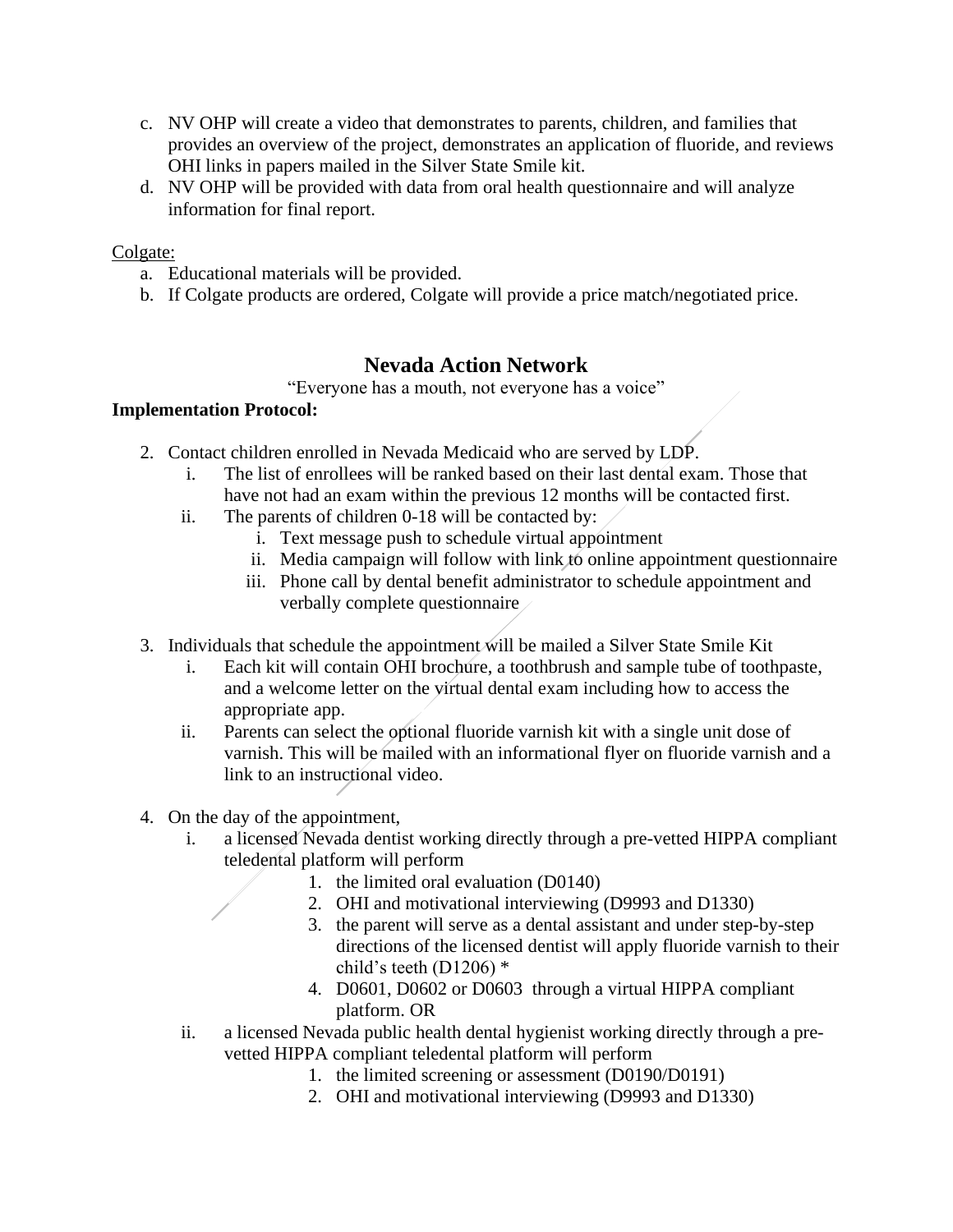c. NV OHP will create a video that demonstrates to parents, children, and families that provides an overview of the project, demonstrates an application of fluoride, and reviews OHI links in papers mailed in the Silver State Smile kit.
d. NV OHP will be provided with data from oral health questionnaire and will analyze information for final report.

Colgate:

a. Educational materials will be provided.
b. If Colgate products are ordered, Colgate will provide a price match/negotiated price.

## Nevada Action Network

"Everyone has a mouth, not everyone has a voice"

**Implementation Protocol:**

2. Contact children enrolled in Nevada Medicaid who are served by LDP.
   i. The list of enrollees will be ranked based on their last dental exam. Those that have not had an exam within the previous 12 months will be contacted first.
   ii. The parents of children 0-18 will be contacted by:
      i. Text message push to schedule virtual appointment
      ii. Media campaign will follow with link to online appointment questionnaire
      iii. Phone call by dental benefit administrator to schedule appointment and verbally complete questionnaire

3. Individuals that schedule the appointment will be mailed a Silver State Smile Kit
   i. Each kit will contain OHI brochure, a toothbrush and sample tube of toothpaste, and a welcome letter on the virtual dental exam including how to access the appropriate app.
   ii. Parents can select the optional fluoride varnish kit with a single unit dose of varnish. This will be mailed with an informational flyer on fluoride varnish and a link to an instructional video.

4. On the day of the appointment,
   i. a licensed Nevada dentist working directly through a pre-vetted HIPPA compliant teledental platform will perform
      1. the limited oral evaluation (D0140)
      2. OHI and motivational interviewing (D9993 and D1330)
      3. the parent will serve as a dental assistant and under step-by-step directions of the licensed dentist will apply fluoride varnish to their child's teeth (D1206) *
      4. D0601, D0602 or D0603 through a virtual HIPPA compliant platform. OR
   ii. a licensed Nevada public health dental hygienist working directly through a pre-vetted HIPPA compliant teledental platform will perform
      1. the limited screening or assessment (D0190/D0191)
      2. OHI and motivational interviewing (D9993 and D1330)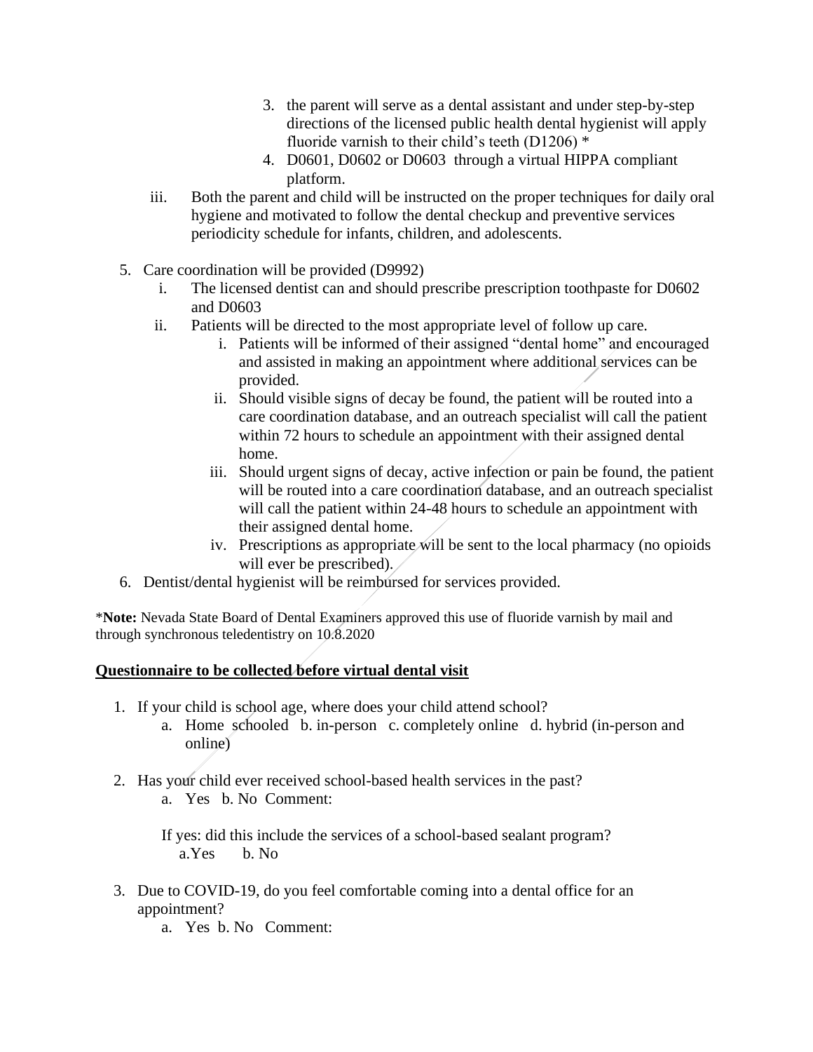3. the parent will serve as a dental assistant and under step-by-step directions of the licensed public health dental hygienist will apply fluoride varnish to their child's teeth (D1206) *
4. D0601, D0602 or D0603 through a virtual HIPPA compliant platform.

iii. Both the parent and child will be instructed on the proper techniques for daily oral hygiene and motivated to follow the dental checkup and preventive services periodicity schedule for infants, children, and adolescents.

5. Care coordination will be provided (D9992)
   i. The licensed dentist can and should prescribe prescription toothpaste for D0602 and D0603
   ii. Patients will be directed to the most appropriate level of follow up care.
      i. Patients will be informed of their assigned "dental home" and encouraged and assisted in making an appointment where additional services can be provided.
      ii. Should visible signs of decay be found, the patient will be routed into a care coordination database, and an outreach specialist will call the patient within 72 hours to schedule an appointment with their assigned dental home.
      iii. Should urgent signs of decay, active infection or pain be found, the patient will be routed into a care coordination database, and an outreach specialist will call the patient within 24-48 hours to schedule an appointment with their assigned dental home.
      iv. Prescriptions as appropriate will be sent to the local pharmacy (no opioids will ever be prescribed).
6. Dentist/dental hygienist will be reimbursed for services provided.

***Note:** Nevada State Board of Dental Examiners approved this use of fluoride varnish by mail and through synchronous teledentistry on 10.8.2020

**<u>Questionnaire to be collected before virtual dental visit</u>**

1. If your child is school age, where does your child attend school?
   a. Home schooled b. in-person c. completely online d. hybrid (in-person and online)

2. Has your child ever received school-based health services in the past?
   a. Yes b. No Comment:

   If yes: did this include the services of a school-based sealant program?
   a. Yes b. No

3. Due to COVID-19, do you feel comfortable coming into a dental office for an appointment?
   a. Yes b. No Comment: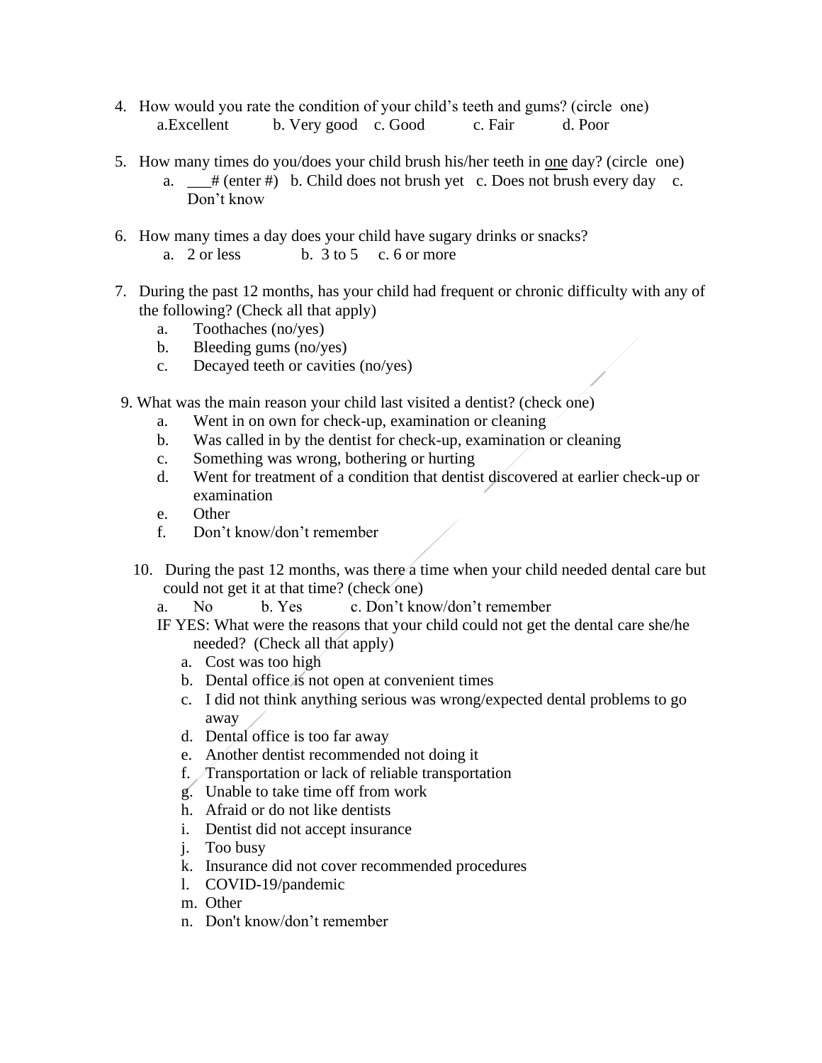4. How would you rate the condition of your child's teeth and gums? (circle one)
   a. Excellent   b. Very good   c. Good   c. Fair   d. Poor

5. How many times do you/does your child brush his/her teeth in <u>one</u> day? (circle one)
   a. ___# (enter #)   b. Child does not brush yet   c. Does not brush every day   c. Don't know

6. How many times a day does your child have sugary drinks or snacks?
   a. 2 or less   b. 3 to 5   c. 6 or more

7. During the past 12 months, has your child had frequent or chronic difficulty with any of the following? (Check all that apply)
   a. Toothaches (no/yes)
   b. Bleeding gums (no/yes)
   c. Decayed teeth or cavities (no/yes)

9. What was the main reason your child last visited a dentist? (check one)
   a. Went in on own for check-up, examination or cleaning
   b. Was called in by the dentist for check-up, examination or cleaning
   c. Something was wrong, bothering or hurting
   d. Went for treatment of a condition that dentist discovered at earlier check-up or examination
   e. Other
   f. Don't know/don't remember

10. During the past 12 months, was there a time when your child needed dental care but could not get it at that time? (check one)
    a. No   b. Yes   c. Don't know/don't remember

    IF YES: What were the reasons that your child could not get the dental care she/he needed? (Check all that apply)
    a. Cost was too high
    b. Dental office is not open at convenient times
    c. I did not think anything serious was wrong/expected dental problems to go away
    d. Dental office is too far away
    e. Another dentist recommended not doing it
    f. Transportation or lack of reliable transportation
    g. Unable to take time off from work
    h. Afraid or do not like dentists
    i. Dentist did not accept insurance
    j. Too busy
    k. Insurance did not cover recommended procedures
    l. COVID-19/pandemic
    m. Other
    n. Don't know/don't remember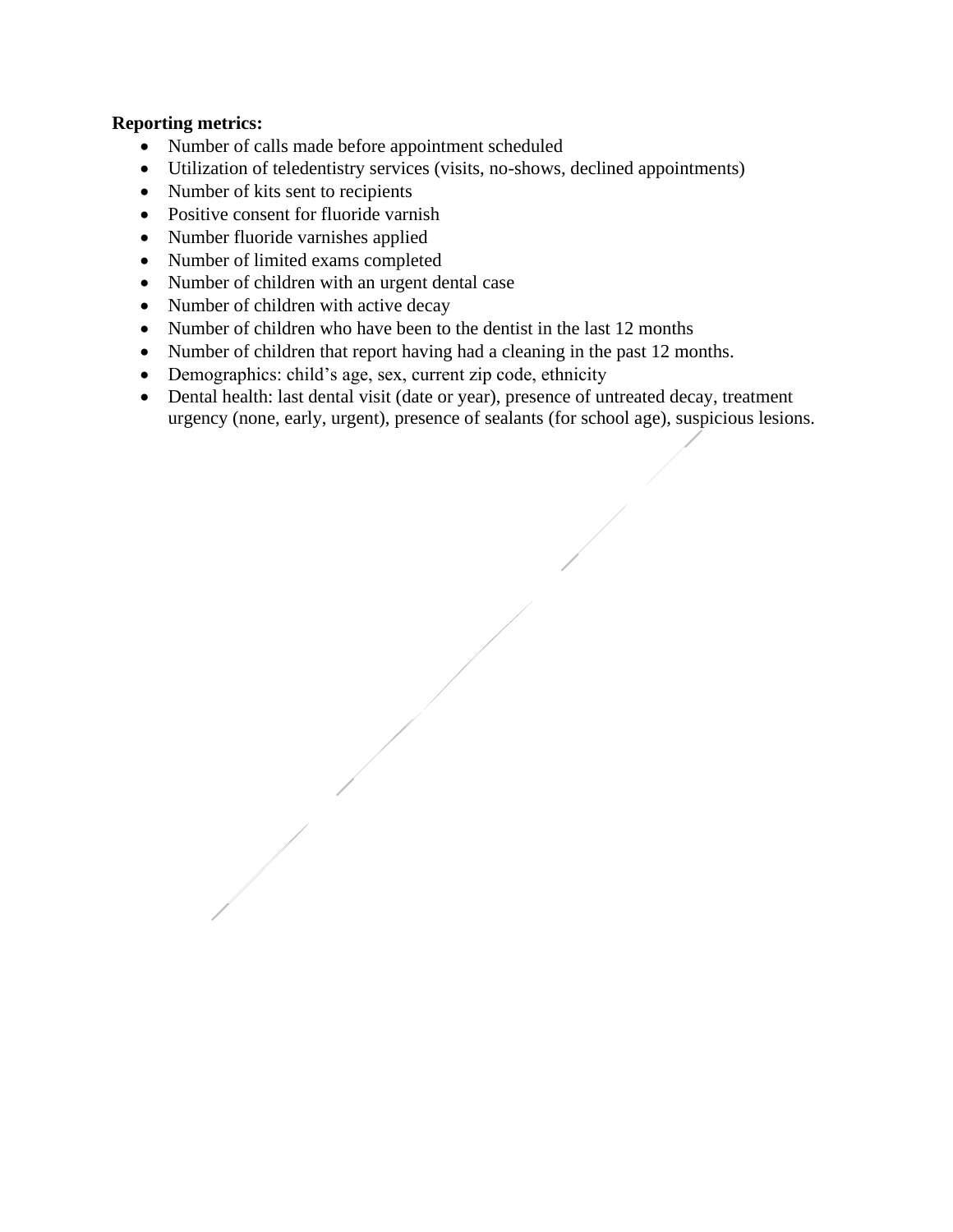**Reporting metrics:**

- Number of calls made before appointment scheduled
- Utilization of teledentistry services (visits, no-shows, declined appointments)
- Number of kits sent to recipients
- Positive consent for fluoride varnish
- Number fluoride varnishes applied
- Number of limited exams completed
- Number of children with an urgent dental case
- Number of children with active decay
- Number of children who have been to the dentist in the last 12 months
- Number of children that report having had a cleaning in the past 12 months.
- Demographics: child's age, sex, current zip code, ethnicity
- Dental health: last dental visit (date or year), presence of untreated decay, treatment urgency (none, early, urgent), presence of sealants (for school age), suspicious lesions.